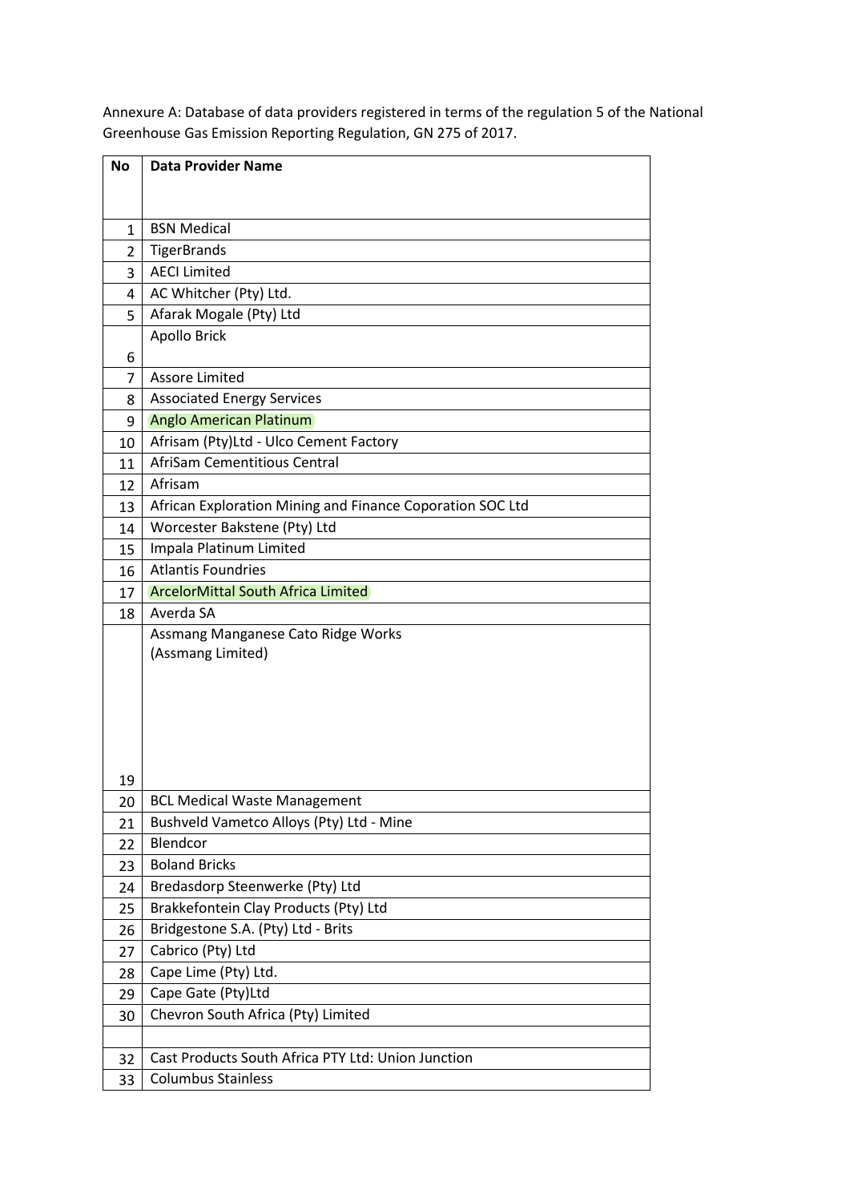Annexure A: Database of data providers registered in terms of the regulation 5 of the National Greenhouse Gas Emission Reporting Regulation, GN 275 of 2017.

| No | Data Provider Name |
|---|---|
| 1 | BSN Medical |
| 2 | TigerBrands |
| 3 | AECI Limited |
| 4 | AC Whitcher (Pty) Ltd. |
| 5 | Afarak Mogale (Pty) Ltd |
| 6 | Apollo Brick |
| 7 | Assore Limited |
| 8 | Associated Energy Services |
| 9 | Anglo American Platinum |
| 10 | Afrisam (Pty)Ltd - Ulco Cement Factory |
| 11 | AfriSam Cementitious Central |
| 12 | Afrisam |
| 13 | African Exploration Mining and Finance Coporation SOC Ltd |
| 14 | Worcester Bakstene (Pty) Ltd |
| 15 | Impala Platinum Limited |
| 16 | Atlantis Foundries |
| 17 | ArcelorMittal South Africa Limited |
| 18 | Averda SA |
| 19 | Assmang Manganese Cato Ridge Works (Assmang Limited) |
| 20 | BCL Medical Waste Management |
| 21 | Bushveld Vametco Alloys (Pty) Ltd - Mine |
| 22 | Blendcor |
| 23 | Boland Bricks |
| 24 | Bredasdorp Steenwerke (Pty) Ltd |
| 25 | Brakkefontein Clay Products (Pty) Ltd |
| 26 | Bridgestone S.A. (Pty) Ltd - Brits |
| 27 | Cabrico (Pty) Ltd |
| 28 | Cape Lime (Pty) Ltd. |
| 29 | Cape Gate (Pty)Ltd |
| 30 | Chevron South Africa (Pty) Limited |
| | |
| 32 | Cast Products South Africa PTY Ltd: Union Junction |
| 33 | Columbus Stainless |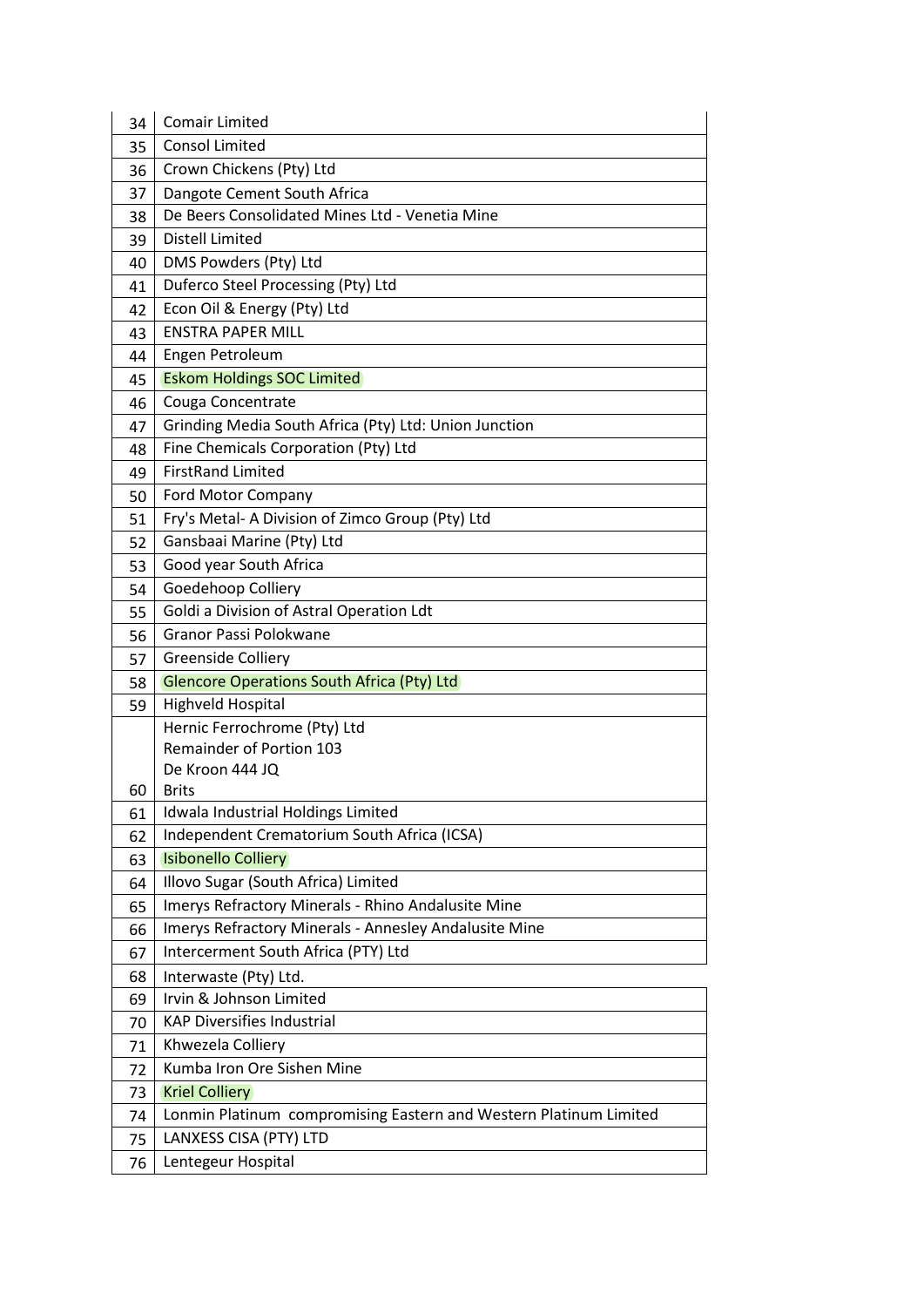| | |
|---|---|
| 34 | Comair Limited |
| 35 | Consol Limited |
| 36 | Crown Chickens (Pty) Ltd |
| 37 | Dangote Cement South Africa |
| 38 | De Beers Consolidated Mines Ltd - Venetia Mine |
| 39 | Distell Limited |
| 40 | DMS Powders (Pty) Ltd |
| 41 | Duferco Steel Processing (Pty) Ltd |
| 42 | Econ Oil & Energy (Pty) Ltd |
| 43 | ENSTRA PAPER MILL |
| 44 | Engen Petroleum |
| 45 | Eskom Holdings SOC Limited |
| 46 | Couga Concentrate |
| 47 | Grinding Media South Africa (Pty) Ltd: Union Junction |
| 48 | Fine Chemicals Corporation (Pty) Ltd |
| 49 | FirstRand Limited |
| 50 | Ford Motor Company |
| 51 | Fry's Metal- A Division of Zimco Group (Pty) Ltd |
| 52 | Gansbaai Marine (Pty) Ltd |
| 53 | Good year South Africa |
| 54 | Goedehoop Colliery |
| 55 | Goldi a Division of Astral Operation Ldt |
| 56 | Granor Passi Polokwane |
| 57 | Greenside Colliery |
| 58 | Glencore Operations South Africa (Pty) Ltd |
| 59 | Highveld Hospital |
| 60 | Hernic Ferrochrome (Pty) Ltd<br>Remainder of Portion 103<br>De Kroon 444 JQ<br>Brits |
| 61 | Idwala Industrial Holdings Limited |
| 62 | Independent Crematorium South Africa (ICSA) |
| 63 | Isibonello Colliery |
| 64 | Illovo Sugar (South Africa) Limited |
| 65 | Imerys Refractory Minerals - Rhino Andalusite Mine |
| 66 | Imerys Refractory Minerals - Annesley Andalusite Mine |
| 67 | Intercerment South Africa (PTY) Ltd |
| 68 | Interwaste (Pty) Ltd. |
| 69 | Irvin & Johnson Limited |
| 70 | KAP Diversifies Industrial |
| 71 | Khwezela Colliery |
| 72 | Kumba Iron Ore Sishen Mine |
| 73 | Kriel Colliery |
| 74 | Lonmin Platinum compromising Eastern and Western Platinum Limited |
| 75 | LANXESS CISA (PTY) LTD |
| 76 | Lentegeur Hospital |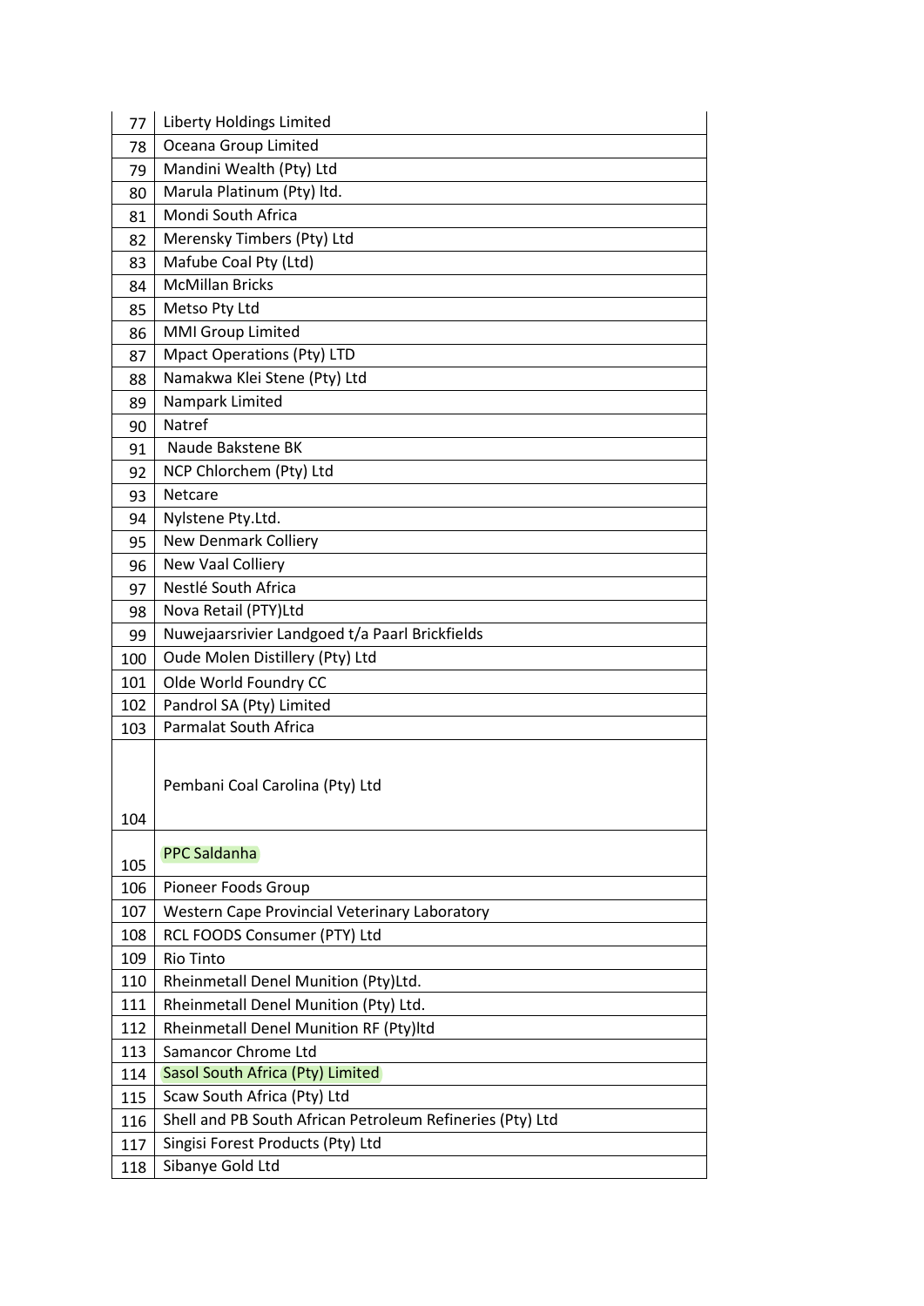| | |
|---|---|
| 77 | Liberty Holdings Limited |
| 78 | Oceana Group Limited |
| 79 | Mandini Wealth (Pty) Ltd |
| 80 | Marula Platinum (Pty) ltd. |
| 81 | Mondi South Africa |
| 82 | Merensky Timbers (Pty) Ltd |
| 83 | Mafube Coal Pty (Ltd) |
| 84 | McMillan Bricks |
| 85 | Metso Pty Ltd |
| 86 | MMI Group Limited |
| 87 | Mpact Operations (Pty) LTD |
| 88 | Namakwa Klei Stene (Pty) Ltd |
| 89 | Nampark Limited |
| 90 | Natref |
| 91 | Naude Bakstene BK |
| 92 | NCP Chlorchem (Pty) Ltd |
| 93 | Netcare |
| 94 | Nylstene Pty.Ltd. |
| 95 | New Denmark Colliery |
| 96 | New Vaal Colliery |
| 97 | Nestlé South Africa |
| 98 | Nova Retail (PTY)Ltd |
| 99 | Nuwejaarsrivier Landgoed t/a Paarl Brickfields |
| 100 | Oude Molen Distillery (Pty) Ltd |
| 101 | Olde World Foundry CC |
| 102 | Pandrol SA (Pty) Limited |
| 103 | Parmalat South Africa |
| 104 | Pembani Coal Carolina (Pty) Ltd |
| 105 | PPC Saldanha |
| 106 | Pioneer Foods Group |
| 107 | Western Cape Provincial Veterinary Laboratory |
| 108 | RCL FOODS Consumer (PTY) Ltd |
| 109 | Rio Tinto |
| 110 | Rheinmetall Denel Munition (Pty)Ltd. |
| 111 | Rheinmetall Denel Munition (Pty) Ltd. |
| 112 | Rheinmetall Denel Munition RF (Pty)ltd |
| 113 | Samancor Chrome Ltd |
| 114 | Sasol South Africa (Pty) Limited |
| 115 | Scaw South Africa (Pty) Ltd |
| 116 | Shell and PB South African Petroleum Refineries (Pty) Ltd |
| 117 | Singisi Forest Products (Pty) Ltd |
| 118 | Sibanye Gold Ltd |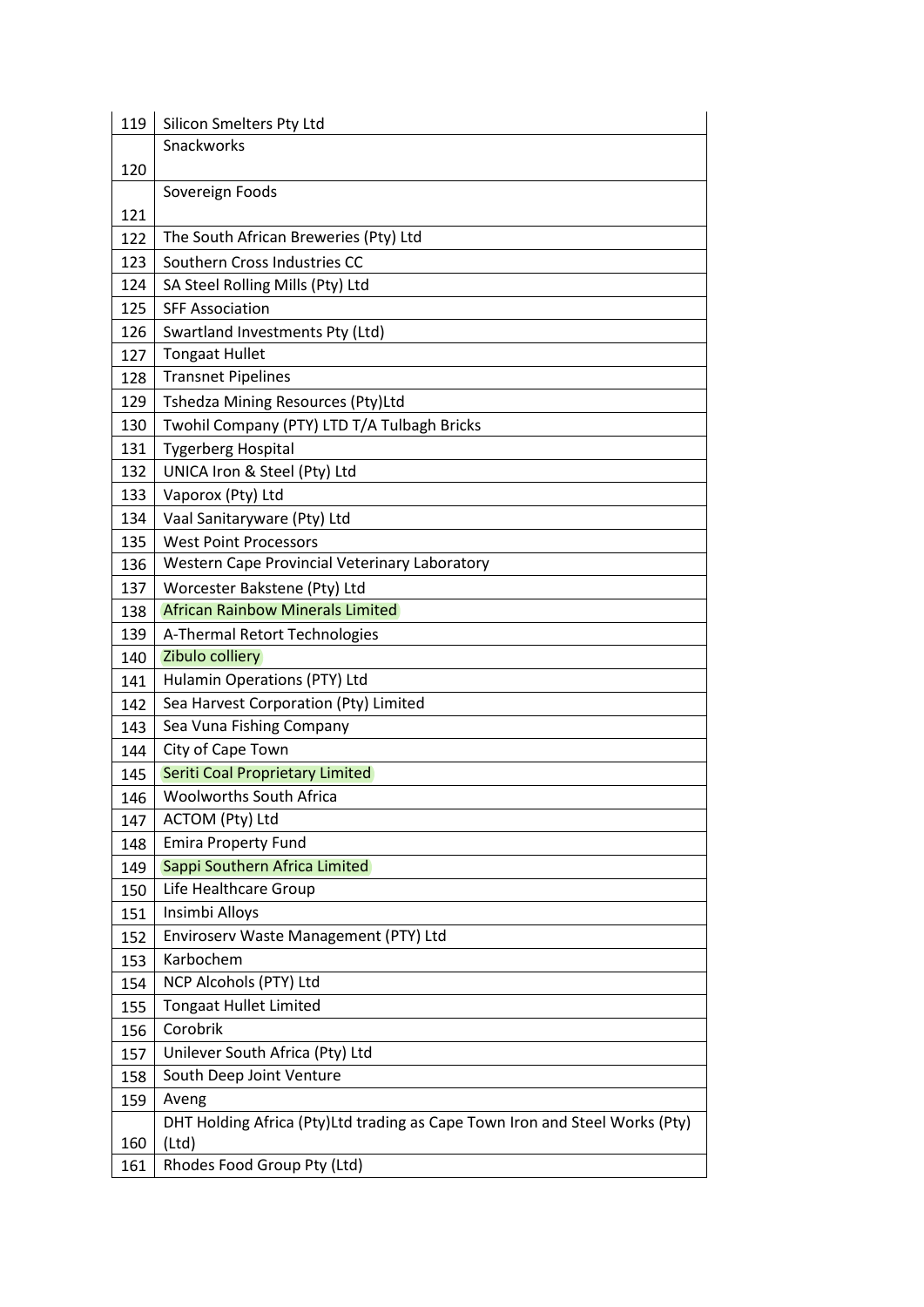| | |
|---|---|
| 119 | Silicon Smelters Pty Ltd |
| 120 | Snackworks |
| 121 | Sovereign Foods |
| 122 | The South African Breweries (Pty) Ltd |
| 123 | Southern Cross Industries CC |
| 124 | SA Steel Rolling Mills (Pty) Ltd |
| 125 | SFF Association |
| 126 | Swartland Investments Pty (Ltd) |
| 127 | Tongaat Hullet |
| 128 | Transnet Pipelines |
| 129 | Tshedza Mining Resources (Pty)Ltd |
| 130 | Twohil Company (PTY) LTD T/A Tulbagh Bricks |
| 131 | Tygerberg Hospital |
| 132 | UNICA Iron & Steel (Pty) Ltd |
| 133 | Vaporox (Pty) Ltd |
| 134 | Vaal Sanitaryware (Pty) Ltd |
| 135 | West Point Processors |
| 136 | Western Cape Provincial Veterinary Laboratory |
| 137 | Worcester Bakstene (Pty) Ltd |
| 138 | African Rainbow Minerals Limited |
| 139 | A-Thermal Retort Technologies |
| 140 | Zibulo colliery |
| 141 | Hulamin Operations (PTY) Ltd |
| 142 | Sea Harvest Corporation (Pty) Limited |
| 143 | Sea Vuna Fishing Company |
| 144 | City of Cape Town |
| 145 | Seriti Coal Proprietary Limited |
| 146 | Woolworths South Africa |
| 147 | ACTOM (Pty) Ltd |
| 148 | Emira Property Fund |
| 149 | Sappi Southern Africa Limited |
| 150 | Life Healthcare Group |
| 151 | Insimbi Alloys |
| 152 | Enviroserv Waste Management (PTY) Ltd |
| 153 | Karbochem |
| 154 | NCP Alcohols (PTY) Ltd |
| 155 | Tongaat Hullet Limited |
| 156 | Corobrik |
| 157 | Unilever South Africa (Pty) Ltd |
| 158 | South Deep Joint Venture |
| 159 | Aveng |
| 160 | DHT Holding Africa (Pty)Ltd trading as Cape Town Iron and Steel Works (Pty) (Ltd) |
| 161 | Rhodes Food Group Pty (Ltd) |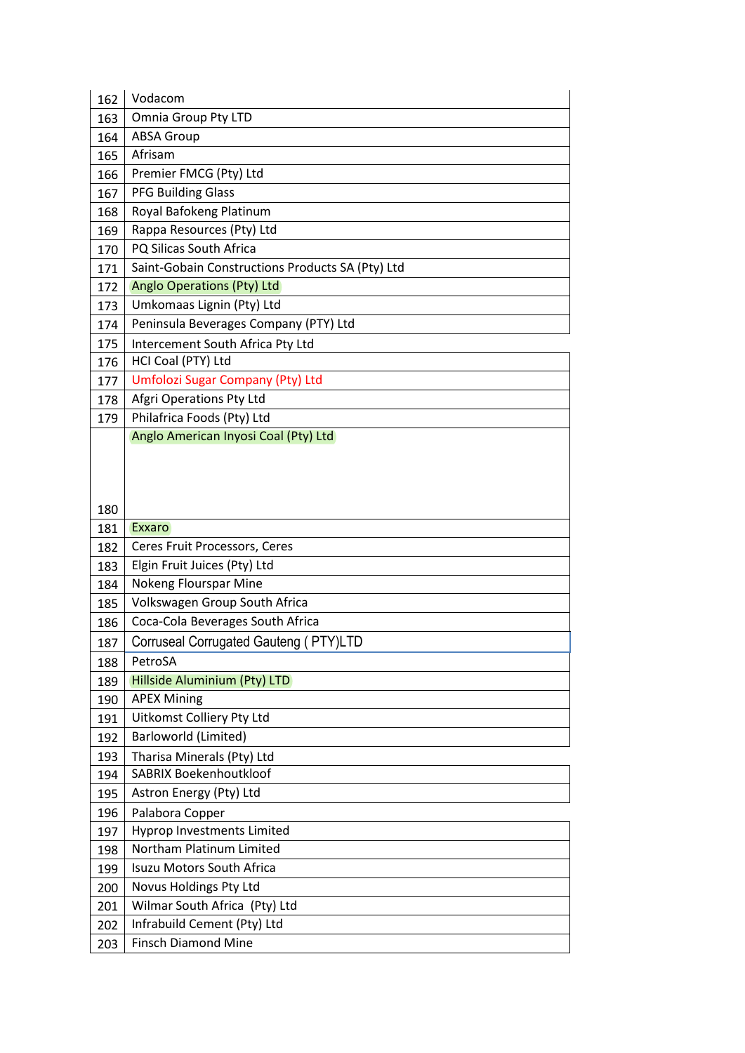| | |
|---|---|
| 162 | Vodacom |
| 163 | Omnia Group Pty LTD |
| 164 | ABSA Group |
| 165 | Afrisam |
| 166 | Premier FMCG (Pty) Ltd |
| 167 | PFG Building Glass |
| 168 | Royal Bafokeng Platinum |
| 169 | Rappa Resources (Pty) Ltd |
| 170 | PQ Silicas South Africa |
| 171 | Saint-Gobain Constructions Products SA (Pty) Ltd |
| 172 | Anglo Operations (Pty) Ltd |
| 173 | Umkomaas Lignin (Pty) Ltd |
| 174 | Peninsula Beverages Company (PTY) Ltd |
| 175 | Intercement South Africa Pty Ltd |
| 176 | HCI Coal (PTY) Ltd |
| 177 | Umfolozi Sugar Company (Pty) Ltd |
| 178 | Afgri Operations Pty Ltd |
| 179 | Philafrica Foods (Pty) Ltd |
| 180 | Anglo American Inyosi Coal (Pty) Ltd |
| 181 | Exxaro |
| 182 | Ceres Fruit Processors, Ceres |
| 183 | Elgin Fruit Juices (Pty) Ltd |
| 184 | Nokeng Flourspar Mine |
| 185 | Volkswagen Group South Africa |
| 186 | Coca-Cola Beverages South Africa |
| 187 | Corruseal Corrugated Gauteng ( PTY)LTD |
| 188 | PetroSA |
| 189 | Hillside Aluminium (Pty) LTD |
| 190 | APEX Mining |
| 191 | Uitkomst Colliery Pty Ltd |
| 192 | Barloworld (Limited) |
| 193 | Tharisa Minerals (Pty) Ltd |
| 194 | SABRIX Boekenhoutkloof |
| 195 | Astron Energy (Pty) Ltd |
| 196 | Palabora Copper |
| 197 | Hyprop Investments Limited |
| 198 | Northam Platinum Limited |
| 199 | Isuzu Motors South Africa |
| 200 | Novus Holdings Pty Ltd |
| 201 | Wilmar South Africa (Pty) Ltd |
| 202 | Infrabuild Cement (Pty) Ltd |
| 203 | Finsch Diamond Mine |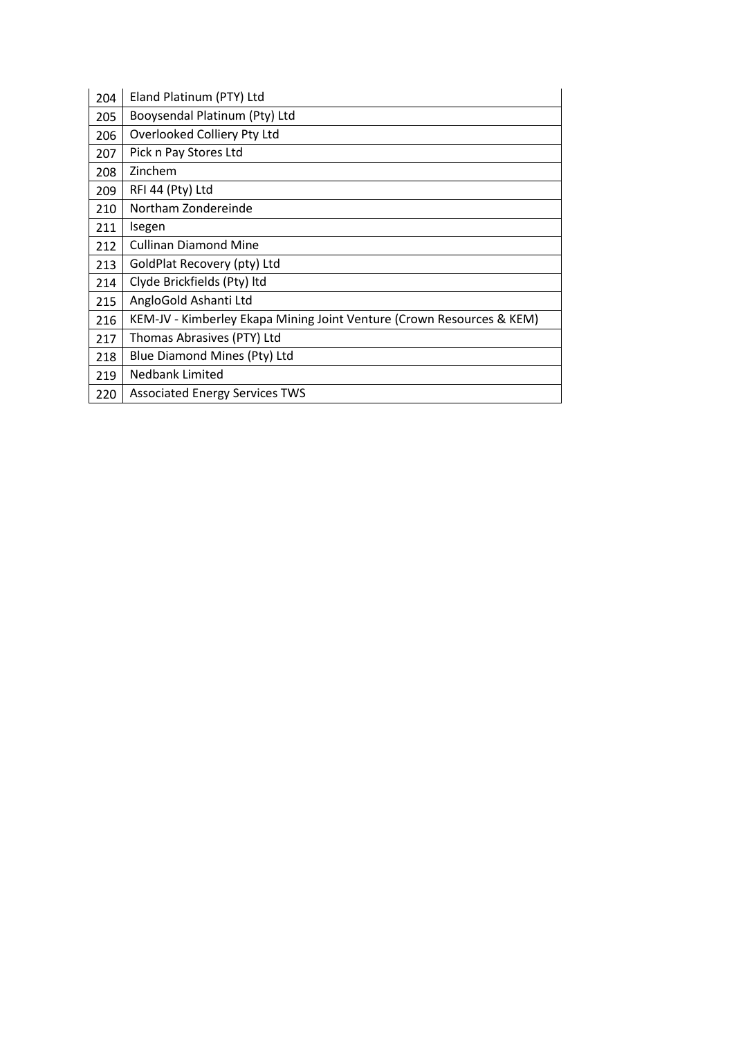| | |
|---|---|
| 204 | Eland Platinum (PTY) Ltd |
| 205 | Booysendal Platinum (Pty) Ltd |
| 206 | Overlooked Colliery Pty Ltd |
| 207 | Pick n Pay Stores Ltd |
| 208 | Zinchem |
| 209 | RFI 44 (Pty) Ltd |
| 210 | Northam Zondereinde |
| 211 | Isegen |
| 212 | Cullinan Diamond Mine |
| 213 | GoldPlat Recovery (pty) Ltd |
| 214 | Clyde Brickfields (Pty) ltd |
| 215 | AngloGold Ashanti Ltd |
| 216 | KEM-JV - Kimberley Ekapa Mining Joint Venture (Crown Resources & KEM) |
| 217 | Thomas Abrasives (PTY) Ltd |
| 218 | Blue Diamond Mines (Pty) Ltd |
| 219 | Nedbank Limited |
| 220 | Associated Energy Services TWS |